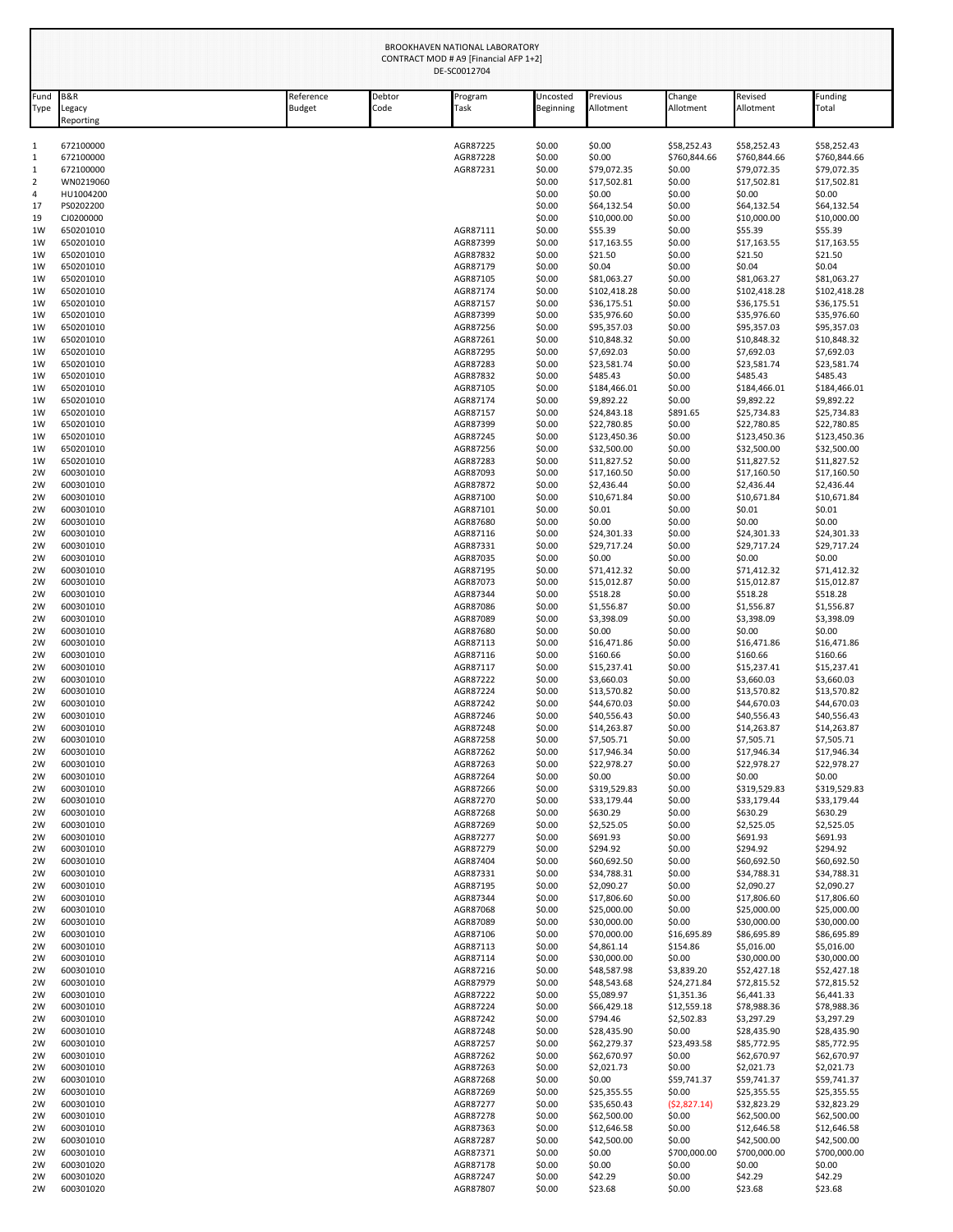BROOKHAVEN NATIONAL LABORATORY
CONTRACT MOD # A9 [Financial AFP 1+2]
DE-SC0012704

| Fund Type | B&R Legacy Reporting | Reference Budget | Debtor Code | Program Task | Uncosted Beginning | Previous Allotment | Change Allotment | Revised Allotment | Funding Total |
|---|---|---|---|---|---|---|---|---|---|
| 1 | 672100000 | | | AGR87225 | $0.00 | $0.00 | $58,252.43 | $58,252.43 | $58,252.43 |
| 1 | 672100000 | | | AGR87228 | $0.00 | $0.00 | $760,844.66 | $760,844.66 | $760,844.66 |
| 1 | 672100000 | | | AGR87231 | $0.00 | $79,072.35 | $0.00 | $79,072.35 | $79,072.35 |
| 2 | WN0219060 | | | | $0.00 | $17,502.81 | $0.00 | $17,502.81 | $17,502.81 |
| 4 | HU1004200 | | | | $0.00 | $0.00 | $0.00 | $0.00 | $0.00 |
| 17 | PS0202200 | | | | $0.00 | $64,132.54 | $0.00 | $64,132.54 | $64,132.54 |
| 19 | CJ0200000 | | | | $0.00 | $10,000.00 | $0.00 | $10,000.00 | $10,000.00 |
| 1W | 650201010 | | | AGR87111 | $0.00 | $55.39 | $0.00 | $55.39 | $55.39 |
| 1W | 650201010 | | | AGR87399 | $0.00 | $17,163.55 | $0.00 | $17,163.55 | $17,163.55 |
| 1W | 650201010 | | | AGR87832 | $0.00 | $21.50 | $0.00 | $21.50 | $21.50 |
| 1W | 650201010 | | | AGR87179 | $0.00 | $0.04 | $0.00 | $0.04 | $0.04 |
| 1W | 650201010 | | | AGR87105 | $0.00 | $81,063.27 | $0.00 | $81,063.27 | $81,063.27 |
| 1W | 650201010 | | | AGR87174 | $0.00 | $102,418.28 | $0.00 | $102,418.28 | $102,418.28 |
| 1W | 650201010 | | | AGR87157 | $0.00 | $36,175.51 | $0.00 | $36,175.51 | $36,175.51 |
| 1W | 650201010 | | | AGR87399 | $0.00 | $35,976.60 | $0.00 | $35,976.60 | $35,976.60 |
| 1W | 650201010 | | | AGR87256 | $0.00 | $95,357.03 | $0.00 | $95,357.03 | $95,357.03 |
| 1W | 650201010 | | | AGR87261 | $0.00 | $10,848.32 | $0.00 | $10,848.32 | $10,848.32 |
| 1W | 650201010 | | | AGR87295 | $0.00 | $7,692.03 | $0.00 | $7,692.03 | $7,692.03 |
| 1W | 650201010 | | | AGR87283 | $0.00 | $23,581.74 | $0.00 | $23,581.74 | $23,581.74 |
| 1W | 650201010 | | | AGR87832 | $0.00 | $485.43 | $0.00 | $485.43 | $485.43 |
| 1W | 650201010 | | | AGR87105 | $0.00 | $184,466.01 | $0.00 | $184,466.01 | $184,466.01 |
| 1W | 650201010 | | | AGR87174 | $0.00 | $9,892.22 | $0.00 | $9,892.22 | $9,892.22 |
| 1W | 650201010 | | | AGR87157 | $0.00 | $24,843.18 | $891.65 | $25,734.83 | $25,734.83 |
| 1W | 650201010 | | | AGR87399 | $0.00 | $22,780.85 | $0.00 | $22,780.85 | $22,780.85 |
| 1W | 650201010 | | | AGR87245 | $0.00 | $123,450.36 | $0.00 | $123,450.36 | $123,450.36 |
| 1W | 650201010 | | | AGR87256 | $0.00 | $32,500.00 | $0.00 | $32,500.00 | $32,500.00 |
| 1W | 650201010 | | | AGR87283 | $0.00 | $11,827.52 | $0.00 | $11,827.52 | $11,827.52 |
| 2W | 600301010 | | | AGR87093 | $0.00 | $17,160.50 | $0.00 | $17,160.50 | $17,160.50 |
| 2W | 600301010 | | | AGR87872 | $0.00 | $2,436.44 | $0.00 | $2,436.44 | $2,436.44 |
| 2W | 600301010 | | | AGR87100 | $0.00 | $10,671.84 | $0.00 | $10,671.84 | $10,671.84 |
| 2W | 600301010 | | | AGR87101 | $0.00 | $0.01 | $0.00 | $0.01 | $0.01 |
| 2W | 600301010 | | | AGR87680 | $0.00 | $0.00 | $0.00 | $0.00 | $0.00 |
| 2W | 600301010 | | | AGR87116 | $0.00 | $24,301.33 | $0.00 | $24,301.33 | $24,301.33 |
| 2W | 600301010 | | | AGR87331 | $0.00 | $29,717.24 | $0.00 | $29,717.24 | $29,717.24 |
| 2W | 600301010 | | | AGR87035 | $0.00 | $0.00 | $0.00 | $0.00 | $0.00 |
| 2W | 600301010 | | | AGR87195 | $0.00 | $71,412.32 | $0.00 | $71,412.32 | $71,412.32 |
| 2W | 600301010 | | | AGR87073 | $0.00 | $15,012.87 | $0.00 | $15,012.87 | $15,012.87 |
| 2W | 600301010 | | | AGR87344 | $0.00 | $518.28 | $0.00 | $518.28 | $518.28 |
| 2W | 600301010 | | | AGR87086 | $0.00 | $1,556.87 | $0.00 | $1,556.87 | $1,556.87 |
| 2W | 600301010 | | | AGR87089 | $0.00 | $3,398.09 | $0.00 | $3,398.09 | $3,398.09 |
| 2W | 600301010 | | | AGR87680 | $0.00 | $0.00 | $0.00 | $0.00 | $0.00 |
| 2W | 600301010 | | | AGR87113 | $0.00 | $16,471.86 | $0.00 | $16,471.86 | $16,471.86 |
| 2W | 600301010 | | | AGR87116 | $0.00 | $160.66 | $0.00 | $160.66 | $160.66 |
| 2W | 600301010 | | | AGR87117 | $0.00 | $15,237.41 | $0.00 | $15,237.41 | $15,237.41 |
| 2W | 600301010 | | | AGR87222 | $0.00 | $3,660.03 | $0.00 | $3,660.03 | $3,660.03 |
| 2W | 600301010 | | | AGR87224 | $0.00 | $13,570.82 | $0.00 | $13,570.82 | $13,570.82 |
| 2W | 600301010 | | | AGR87242 | $0.00 | $44,670.03 | $0.00 | $44,670.03 | $44,670.03 |
| 2W | 600301010 | | | AGR87246 | $0.00 | $40,556.43 | $0.00 | $40,556.43 | $40,556.43 |
| 2W | 600301010 | | | AGR87248 | $0.00 | $14,263.87 | $0.00 | $14,263.87 | $14,263.87 |
| 2W | 600301010 | | | AGR87258 | $0.00 | $7,505.71 | $0.00 | $7,505.71 | $7,505.71 |
| 2W | 600301010 | | | AGR87262 | $0.00 | $17,946.34 | $0.00 | $17,946.34 | $17,946.34 |
| 2W | 600301010 | | | AGR87263 | $0.00 | $22,978.27 | $0.00 | $22,978.27 | $22,978.27 |
| 2W | 600301010 | | | AGR87264 | $0.00 | $0.00 | $0.00 | $0.00 | $0.00 |
| 2W | 600301010 | | | AGR87266 | $0.00 | $319,529.83 | $0.00 | $319,529.83 | $319,529.83 |
| 2W | 600301010 | | | AGR87270 | $0.00 | $33,179.44 | $0.00 | $33,179.44 | $33,179.44 |
| 2W | 600301010 | | | AGR87268 | $0.00 | $630.29 | $0.00 | $630.29 | $630.29 |
| 2W | 600301010 | | | AGR87269 | $0.00 | $2,525.05 | $0.00 | $2,525.05 | $2,525.05 |
| 2W | 600301010 | | | AGR87277 | $0.00 | $691.93 | $0.00 | $691.93 | $691.93 |
| 2W | 600301010 | | | AGR87279 | $0.00 | $294.92 | $0.00 | $294.92 | $294.92 |
| 2W | 600301010 | | | AGR87404 | $0.00 | $60,692.50 | $0.00 | $60,692.50 | $60,692.50 |
| 2W | 600301010 | | | AGR87331 | $0.00 | $34,788.31 | $0.00 | $34,788.31 | $34,788.31 |
| 2W | 600301010 | | | AGR87195 | $0.00 | $2,090.27 | $0.00 | $2,090.27 | $2,090.27 |
| 2W | 600301010 | | | AGR87344 | $0.00 | $17,806.60 | $0.00 | $17,806.60 | $17,806.60 |
| 2W | 600301010 | | | AGR87068 | $0.00 | $25,000.00 | $0.00 | $25,000.00 | $25,000.00 |
| 2W | 600301010 | | | AGR87089 | $0.00 | $30,000.00 | $0.00 | $30,000.00 | $30,000.00 |
| 2W | 600301010 | | | AGR87106 | $0.00 | $70,000.00 | $16,695.89 | $86,695.89 | $86,695.89 |
| 2W | 600301010 | | | AGR87113 | $0.00 | $4,861.14 | $154.86 | $5,016.00 | $5,016.00 |
| 2W | 600301010 | | | AGR87114 | $0.00 | $30,000.00 | $0.00 | $30,000.00 | $30,000.00 |
| 2W | 600301010 | | | AGR87216 | $0.00 | $48,587.98 | $3,839.20 | $52,427.18 | $52,427.18 |
| 2W | 600301010 | | | AGR87979 | $0.00 | $48,543.68 | $24,271.84 | $72,815.52 | $72,815.52 |
| 2W | 600301010 | | | AGR87222 | $0.00 | $5,089.97 | $1,351.36 | $6,441.33 | $6,441.33 |
| 2W | 600301010 | | | AGR87224 | $0.00 | $66,429.18 | $12,559.18 | $78,988.36 | $78,988.36 |
| 2W | 600301010 | | | AGR87242 | $0.00 | $794.46 | $2,502.83 | $3,297.29 | $3,297.29 |
| 2W | 600301010 | | | AGR87248 | $0.00 | $28,435.90 | $0.00 | $28,435.90 | $28,435.90 |
| 2W | 600301010 | | | AGR87257 | $0.00 | $62,279.37 | $23,493.58 | $85,772.95 | $85,772.95 |
| 2W | 600301010 | | | AGR87262 | $0.00 | $62,670.97 | $0.00 | $62,670.97 | $62,670.97 |
| 2W | 600301010 | | | AGR87263 | $0.00 | $2,021.73 | $0.00 | $2,021.73 | $2,021.73 |
| 2W | 600301010 | | | AGR87268 | $0.00 | $0.00 | $59,741.37 | $59,741.37 | $59,741.37 |
| 2W | 600301010 | | | AGR87269 | $0.00 | $25,355.55 | $0.00 | $25,355.55 | $25,355.55 |
| 2W | 600301010 | | | AGR87277 | $0.00 | $35,650.43 | ($2,827.14) | $32,823.29 | $32,823.29 |
| 2W | 600301010 | | | AGR87278 | $0.00 | $62,500.00 | $0.00 | $62,500.00 | $62,500.00 |
| 2W | 600301010 | | | AGR87363 | $0.00 | $12,646.58 | $0.00 | $12,646.58 | $12,646.58 |
| 2W | 600301010 | | | AGR87287 | $0.00 | $42,500.00 | $0.00 | $42,500.00 | $42,500.00 |
| 2W | 600301010 | | | AGR87371 | $0.00 | $0.00 | $700,000.00 | $700,000.00 | $700,000.00 |
| 2W | 600301020 | | | AGR87178 | $0.00 | $0.00 | $0.00 | $0.00 | $0.00 |
| 2W | 600301020 | | | AGR87247 | $0.00 | $42.29 | $0.00 | $42.29 | $42.29 |
| 2W | 600301020 | | | AGR87807 | $0.00 | $23.68 | $0.00 | $23.68 | $23.68 |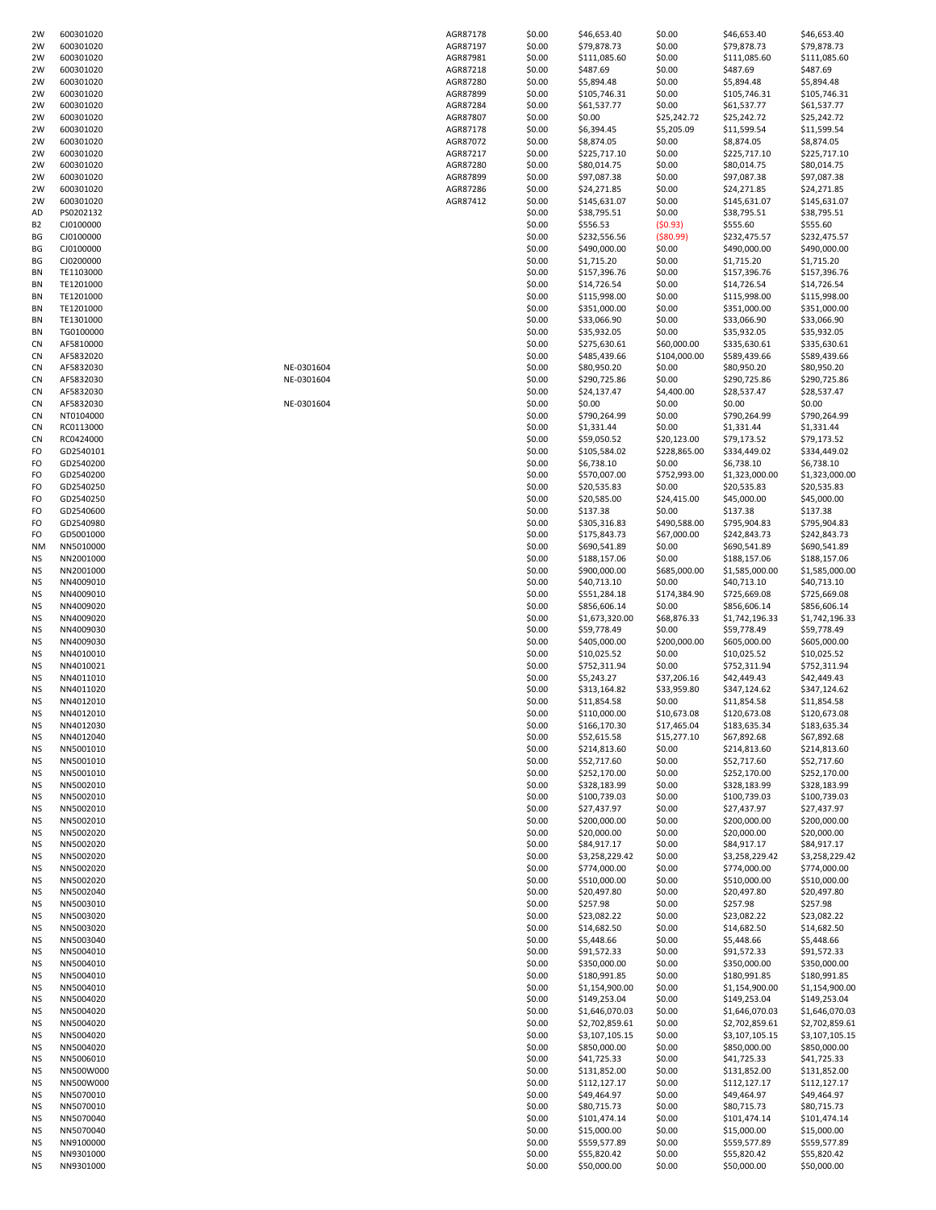| | | | | | | | | |
|---|---|---|---|---|---|---|---|---|
| 2W | 600301020 | | AGR87178 | $0.00 | $46,653.40 | $0.00 | $46,653.40 | $46,653.40 |
| 2W | 600301020 | | AGR87197 | $0.00 | $79,878.73 | $0.00 | $79,878.73 | $79,878.73 |
| 2W | 600301020 | | AGR87981 | $0.00 | $111,085.60 | $0.00 | $111,085.60 | $111,085.60 |
| 2W | 600301020 | | AGR87218 | $0.00 | $487.69 | $0.00 | $487.69 | $487.69 |
| 2W | 600301020 | | AGR87280 | $0.00 | $5,894.48 | $0.00 | $5,894.48 | $5,894.48 |
| 2W | 600301020 | | AGR87899 | $0.00 | $105,746.31 | $0.00 | $105,746.31 | $105,746.31 |
| 2W | 600301020 | | AGR87284 | $0.00 | $61,537.77 | $0.00 | $61,537.77 | $61,537.77 |
| 2W | 600301020 | | AGR87807 | $0.00 | $0.00 | $25,242.72 | $25,242.72 | $25,242.72 |
| 2W | 600301020 | | AGR87178 | $0.00 | $6,394.45 | $5,205.09 | $11,599.54 | $11,599.54 |
| 2W | 600301020 | | AGR87072 | $0.00 | $8,874.05 | $0.00 | $8,874.05 | $8,874.05 |
| 2W | 600301020 | | AGR87217 | $0.00 | $225,717.10 | $0.00 | $225,717.10 | $225,717.10 |
| 2W | 600301020 | | AGR87280 | $0.00 | $80,014.75 | $0.00 | $80,014.75 | $80,014.75 |
| 2W | 600301020 | | AGR87899 | $0.00 | $97,087.38 | $0.00 | $97,087.38 | $97,087.38 |
| 2W | 600301020 | | AGR87286 | $0.00 | $24,271.85 | $0.00 | $24,271.85 | $24,271.85 |
| 2W | 600301020 | | AGR87412 | $0.00 | $145,631.07 | $0.00 | $145,631.07 | $145,631.07 |
| AD | PS0202132 | | | $0.00 | $38,795.51 | $0.00 | $38,795.51 | $38,795.51 |
| B2 | CJ0100000 | | | $0.00 | $556.53 | ($0.93) | $555.60 | $555.60 |
| BG | CJ0100000 | | | $0.00 | $232,556.56 | ($80.99) | $232,475.57 | $232,475.57 |
| BG | CJ0100000 | | | $0.00 | $490,000.00 | $0.00 | $490,000.00 | $490,000.00 |
| BG | CJ0200000 | | | $0.00 | $1,715.20 | $0.00 | $1,715.20 | $1,715.20 |
| BN | TE1103000 | | | $0.00 | $157,396.76 | $0.00 | $157,396.76 | $157,396.76 |
| BN | TE1201000 | | | $0.00 | $14,726.54 | $0.00 | $14,726.54 | $14,726.54 |
| BN | TE1201000 | | | $0.00 | $115,998.00 | $0.00 | $115,998.00 | $115,998.00 |
| BN | TE1201000 | | | $0.00 | $351,000.00 | $0.00 | $351,000.00 | $351,000.00 |
| BN | TE1301000 | | | $0.00 | $33,066.90 | $0.00 | $33,066.90 | $33,066.90 |
| BN | TG0100000 | | | $0.00 | $35,932.05 | $0.00 | $35,932.05 | $35,932.05 |
| CN | AF5810000 | | | $0.00 | $275,630.61 | $60,000.00 | $335,630.61 | $335,630.61 |
| CN | AF5832020 | | | $0.00 | $485,439.66 | $104,000.00 | $589,439.66 | $589,439.66 |
| CN | AF5832030 | NE-0301604 | | $0.00 | $80,950.20 | $0.00 | $80,950.20 | $80,950.20 |
| CN | AF5832030 | NE-0301604 | | $0.00 | $290,725.86 | $0.00 | $290,725.86 | $290,725.86 |
| CN | AF5832030 | | | $0.00 | $24,137.47 | $4,400.00 | $28,537.47 | $28,537.47 |
| CN | AF5832030 | NE-0301604 | | $0.00 | $0.00 | $0.00 | $0.00 | $0.00 |
| CN | NT0104000 | | | $0.00 | $790,264.99 | $0.00 | $790,264.99 | $790,264.99 |
| CN | RC0113000 | | | $0.00 | $1,331.44 | $0.00 | $1,331.44 | $1,331.44 |
| CN | RC0424000 | | | $0.00 | $59,050.52 | $20,123.00 | $79,173.52 | $79,173.52 |
| FO | GD2540101 | | | $0.00 | $105,584.02 | $228,865.00 | $334,449.02 | $334,449.02 |
| FO | GD2540200 | | | $0.00 | $6,738.10 | $0.00 | $6,738.10 | $6,738.10 |
| FO | GD2540200 | | | $0.00 | $570,007.00 | $752,993.00 | $1,323,000.00 | $1,323,000.00 |
| FO | GD2540250 | | | $0.00 | $20,535.83 | $0.00 | $20,535.83 | $20,535.83 |
| FO | GD2540250 | | | $0.00 | $20,585.00 | $24,415.00 | $45,000.00 | $45,000.00 |
| FO | GD2540600 | | | $0.00 | $137.38 | $0.00 | $137.38 | $137.38 |
| FO | GD2540980 | | | $0.00 | $305,316.83 | $490,588.00 | $795,904.83 | $795,904.83 |
| FO | GD5001000 | | | $0.00 | $175,843.73 | $67,000.00 | $242,843.73 | $242,843.73 |
| NM | NN5010000 | | | $0.00 | $690,541.89 | $0.00 | $690,541.89 | $690,541.89 |
| NS | NN2001000 | | | $0.00 | $188,157.06 | $0.00 | $188,157.06 | $188,157.06 |
| NS | NN2001000 | | | $0.00 | $900,000.00 | $685,000.00 | $1,585,000.00 | $1,585,000.00 |
| NS | NN4009010 | | | $0.00 | $40,713.10 | $0.00 | $40,713.10 | $40,713.10 |
| NS | NN4009010 | | | $0.00 | $551,284.18 | $174,384.90 | $725,669.08 | $725,669.08 |
| NS | NN4009020 | | | $0.00 | $856,606.14 | $0.00 | $856,606.14 | $856,606.14 |
| NS | NN4009020 | | | $0.00 | $1,673,320.00 | $68,876.33 | $1,742,196.33 | $1,742,196.33 |
| NS | NN4009030 | | | $0.00 | $59,778.49 | $0.00 | $59,778.49 | $59,778.49 |
| NS | NN4009030 | | | $0.00 | $405,000.00 | $200,000.00 | $605,000.00 | $605,000.00 |
| NS | NN4010010 | | | $0.00 | $10,025.52 | $0.00 | $10,025.52 | $10,025.52 |
| NS | NN4010021 | | | $0.00 | $752,311.94 | $0.00 | $752,311.94 | $752,311.94 |
| NS | NN4011010 | | | $0.00 | $5,243.27 | $37,206.16 | $42,449.43 | $42,449.43 |
| NS | NN4011020 | | | $0.00 | $313,164.82 | $33,959.80 | $347,124.62 | $347,124.62 |
| NS | NN4012010 | | | $0.00 | $11,854.58 | $0.00 | $11,854.58 | $11,854.58 |
| NS | NN4012010 | | | $0.00 | $110,000.00 | $10,673.08 | $120,673.08 | $120,673.08 |
| NS | NN4012030 | | | $0.00 | $166,170.30 | $17,465.04 | $183,635.34 | $183,635.34 |
| NS | NN4012040 | | | $0.00 | $52,615.58 | $15,277.10 | $67,892.68 | $67,892.68 |
| NS | NN5001010 | | | $0.00 | $214,813.60 | $0.00 | $214,813.60 | $214,813.60 |
| NS | NN5001010 | | | $0.00 | $52,717.60 | $0.00 | $52,717.60 | $52,717.60 |
| NS | NN5001010 | | | $0.00 | $252,170.00 | $0.00 | $252,170.00 | $252,170.00 |
| NS | NN5002010 | | | $0.00 | $328,183.99 | $0.00 | $328,183.99 | $328,183.99 |
| NS | NN5002010 | | | $0.00 | $100,739.03 | $0.00 | $100,739.03 | $100,739.03 |
| NS | NN5002010 | | | $0.00 | $27,437.97 | $0.00 | $27,437.97 | $27,437.97 |
| NS | NN5002010 | | | $0.00 | $200,000.00 | $0.00 | $200,000.00 | $200,000.00 |
| NS | NN5002020 | | | $0.00 | $20,000.00 | $0.00 | $20,000.00 | $20,000.00 |
| NS | NN5002020 | | | $0.00 | $84,917.17 | $0.00 | $84,917.17 | $84,917.17 |
| NS | NN5002020 | | | $0.00 | $3,258,229.42 | $0.00 | $3,258,229.42 | $3,258,229.42 |
| NS | NN5002020 | | | $0.00 | $774,000.00 | $0.00 | $774,000.00 | $774,000.00 |
| NS | NN5002020 | | | $0.00 | $510,000.00 | $0.00 | $510,000.00 | $510,000.00 |
| NS | NN5002040 | | | $0.00 | $20,497.80 | $0.00 | $20,497.80 | $20,497.80 |
| NS | NN5003010 | | | $0.00 | $257.98 | $0.00 | $257.98 | $257.98 |
| NS | NN5003020 | | | $0.00 | $23,082.22 | $0.00 | $23,082.22 | $23,082.22 |
| NS | NN5003020 | | | $0.00 | $14,682.50 | $0.00 | $14,682.50 | $14,682.50 |
| NS | NN5003040 | | | $0.00 | $5,448.66 | $0.00 | $5,448.66 | $5,448.66 |
| NS | NN5004010 | | | $0.00 | $91,572.33 | $0.00 | $91,572.33 | $91,572.33 |
| NS | NN5004010 | | | $0.00 | $350,000.00 | $0.00 | $350,000.00 | $350,000.00 |
| NS | NN5004010 | | | $0.00 | $180,991.85 | $0.00 | $180,991.85 | $180,991.85 |
| NS | NN5004010 | | | $0.00 | $1,154,900.00 | $0.00 | $1,154,900.00 | $1,154,900.00 |
| NS | NN5004020 | | | $0.00 | $149,253.04 | $0.00 | $149,253.04 | $149,253.04 |
| NS | NN5004020 | | | $0.00 | $1,646,070.03 | $0.00 | $1,646,070.03 | $1,646,070.03 |
| NS | NN5004020 | | | $0.00 | $2,702,859.61 | $0.00 | $2,702,859.61 | $2,702,859.61 |
| NS | NN5004020 | | | $0.00 | $3,107,105.15 | $0.00 | $3,107,105.15 | $3,107,105.15 |
| NS | NN5004020 | | | $0.00 | $850,000.00 | $0.00 | $850,000.00 | $850,000.00 |
| NS | NN5006010 | | | $0.00 | $41,725.33 | $0.00 | $41,725.33 | $41,725.33 |
| NS | NN500W000 | | | $0.00 | $131,852.00 | $0.00 | $131,852.00 | $131,852.00 |
| NS | NN500W000 | | | $0.00 | $112,127.17 | $0.00 | $112,127.17 | $112,127.17 |
| NS | NN5070010 | | | $0.00 | $49,464.97 | $0.00 | $49,464.97 | $49,464.97 |
| NS | NN5070010 | | | $0.00 | $80,715.73 | $0.00 | $80,715.73 | $80,715.73 |
| NS | NN5070040 | | | $0.00 | $101,474.14 | $0.00 | $101,474.14 | $101,474.14 |
| NS | NN5070040 | | | $0.00 | $15,000.00 | $0.00 | $15,000.00 | $15,000.00 |
| NS | NN9100000 | | | $0.00 | $559,577.89 | $0.00 | $559,577.89 | $559,577.89 |
| NS | NN9301000 | | | $0.00 | $55,820.42 | $0.00 | $55,820.42 | $55,820.42 |
| NS | NN9301000 | | | $0.00 | $50,000.00 | $0.00 | $50,000.00 | $50,000.00 |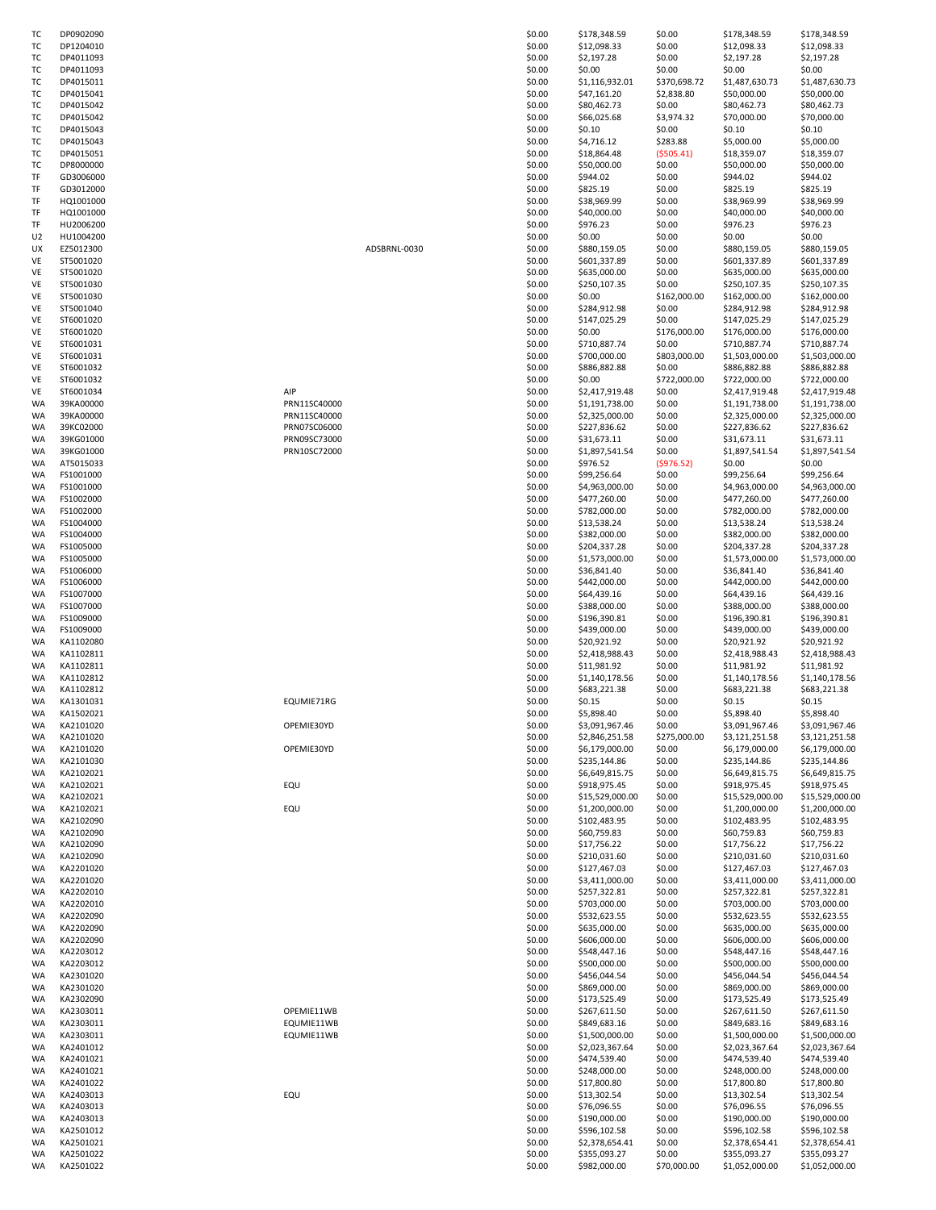| | | | | | | | | |
|---|---|---|---|---|---|---|---|---|
| TC | DP0902090 | | | $0.00 | $178,348.59 | $0.00 | $178,348.59 | $178,348.59 |
| TC | DP1204010 | | | $0.00 | $12,098.33 | $0.00 | $12,098.33 | $12,098.33 |
| TC | DP4011093 | | | $0.00 | $2,197.28 | $0.00 | $2,197.28 | $2,197.28 |
| TC | DP4011093 | | | $0.00 | $0.00 | $0.00 | $0.00 | $0.00 |
| TC | DP4015011 | | | $0.00 | $1,116,932.01 | $370,698.72 | $1,487,630.73 | $1,487,630.73 |
| TC | DP4015041 | | | $0.00 | $47,161.20 | $2,838.80 | $50,000.00 | $50,000.00 |
| TC | DP4015042 | | | $0.00 | $80,462.73 | $0.00 | $80,462.73 | $80,462.73 |
| TC | DP4015042 | | | $0.00 | $66,025.68 | $3,974.32 | $70,000.00 | $70,000.00 |
| TC | DP4015043 | | | $0.00 | $0.10 | $0.00 | $0.10 | $0.10 |
| TC | DP4015043 | | | $0.00 | $4,716.12 | $283.88 | $5,000.00 | $5,000.00 |
| TC | DP4015051 | | | $0.00 | $18,864.48 | ($505.41) | $18,359.07 | $18,359.07 |
| TC | DP8000000 | | | $0.00 | $50,000.00 | $0.00 | $50,000.00 | $50,000.00 |
| TF | GD3006000 | | | $0.00 | $944.02 | $0.00 | $944.02 | $944.02 |
| TF | GD3012000 | | | $0.00 | $825.19 | $0.00 | $825.19 | $825.19 |
| TF | HQ1001000 | | | $0.00 | $38,969.99 | $0.00 | $38,969.99 | $38,969.99 |
| TF | HQ1001000 | | | $0.00 | $40,000.00 | $0.00 | $40,000.00 | $40,000.00 |
| TF | HU2006200 | | | $0.00 | $976.23 | $0.00 | $976.23 | $976.23 |
| U2 | HU1004200 | | | $0.00 | $0.00 | $0.00 | $0.00 | $0.00 |
| UX | EZ5012300 | | ADSBRNL-0030 | $0.00 | $880,159.05 | $0.00 | $880,159.05 | $880,159.05 |
| VE | ST5001020 | | | $0.00 | $601,337.89 | $0.00 | $601,337.89 | $601,337.89 |
| VE | ST5001020 | | | $0.00 | $635,000.00 | $0.00 | $635,000.00 | $635,000.00 |
| VE | ST5001030 | | | $0.00 | $250,107.35 | $0.00 | $250,107.35 | $250,107.35 |
| VE | ST5001030 | | | $0.00 | $0.00 | $162,000.00 | $162,000.00 | $162,000.00 |
| VE | ST5001040 | | | $0.00 | $284,912.98 | $0.00 | $284,912.98 | $284,912.98 |
| VE | ST6001020 | | | $0.00 | $147,025.29 | $0.00 | $147,025.29 | $147,025.29 |
| VE | ST6001020 | | | $0.00 | $0.00 | $176,000.00 | $176,000.00 | $176,000.00 |
| VE | ST6001031 | | | $0.00 | $710,887.74 | $0.00 | $710,887.74 | $710,887.74 |
| VE | ST6001031 | | | $0.00 | $700,000.00 | $803,000.00 | $1,503,000.00 | $1,503,000.00 |
| VE | ST6001032 | | | $0.00 | $886,882.88 | $0.00 | $886,882.88 | $886,882.88 |
| VE | ST6001032 | | | $0.00 | $0.00 | $722,000.00 | $722,000.00 | $722,000.00 |
| VE | ST6001034 | AIP | | $0.00 | $2,417,919.48 | $0.00 | $2,417,919.48 | $2,417,919.48 |
| WA | 39KA00000 | PRN11SC40000 | | $0.00 | $1,191,738.00 | $0.00 | $1,191,738.00 | $1,191,738.00 |
| WA | 39KA00000 | PRN11SC40000 | | $0.00 | $2,325,000.00 | $0.00 | $2,325,000.00 | $2,325,000.00 |
| WA | 39KC02000 | PRN07SC06000 | | $0.00 | $227,836.62 | $0.00 | $227,836.62 | $227,836.62 |
| WA | 39KG01000 | PRN09SC73000 | | $0.00 | $31,673.11 | $0.00 | $31,673.11 | $31,673.11 |
| WA | 39KG01000 | PRN10SC72000 | | $0.00 | $1,897,541.54 | $0.00 | $1,897,541.54 | $1,897,541.54 |
| WA | AT5015033 | | | $0.00 | $976.52 | ($976.52) | $0.00 | $0.00 |
| WA | FS1001000 | | | $0.00 | $99,256.64 | $0.00 | $99,256.64 | $99,256.64 |
| WA | FS1001000 | | | $0.00 | $4,963,000.00 | $0.00 | $4,963,000.00 | $4,963,000.00 |
| WA | FS1002000 | | | $0.00 | $477,260.00 | $0.00 | $477,260.00 | $477,260.00 |
| WA | FS1002000 | | | $0.00 | $782,000.00 | $0.00 | $782,000.00 | $782,000.00 |
| WA | FS1004000 | | | $0.00 | $13,538.24 | $0.00 | $13,538.24 | $13,538.24 |
| WA | FS1004000 | | | $0.00 | $382,000.00 | $0.00 | $382,000.00 | $382,000.00 |
| WA | FS1005000 | | | $0.00 | $204,337.28 | $0.00 | $204,337.28 | $204,337.28 |
| WA | FS1005000 | | | $0.00 | $1,573,000.00 | $0.00 | $1,573,000.00 | $1,573,000.00 |
| WA | FS1006000 | | | $0.00 | $36,841.40 | $0.00 | $36,841.40 | $36,841.40 |
| WA | FS1006000 | | | $0.00 | $442,000.00 | $0.00 | $442,000.00 | $442,000.00 |
| WA | FS1007000 | | | $0.00 | $64,439.16 | $0.00 | $64,439.16 | $64,439.16 |
| WA | FS1007000 | | | $0.00 | $388,000.00 | $0.00 | $388,000.00 | $388,000.00 |
| WA | FS1009000 | | | $0.00 | $196,390.81 | $0.00 | $196,390.81 | $196,390.81 |
| WA | FS1009000 | | | $0.00 | $439,000.00 | $0.00 | $439,000.00 | $439,000.00 |
| WA | KA1102080 | | | $0.00 | $20,921.92 | $0.00 | $20,921.92 | $20,921.92 |
| WA | KA1102811 | | | $0.00 | $2,418,988.43 | $0.00 | $2,418,988.43 | $2,418,988.43 |
| WA | KA1102811 | | | $0.00 | $11,981.92 | $0.00 | $11,981.92 | $11,981.92 |
| WA | KA1102812 | | | $0.00 | $1,140,178.56 | $0.00 | $1,140,178.56 | $1,140,178.56 |
| WA | KA1102812 | | | $0.00 | $683,221.38 | $0.00 | $683,221.38 | $683,221.38 |
| WA | KA1301031 | EQUMIE71RG | | $0.00 | $0.15 | $0.00 | $0.15 | $0.15 |
| WA | KA1502021 | | | $0.00 | $5,898.40 | $0.00 | $5,898.40 | $5,898.40 |
| WA | KA2101020 | OPEMIE30YD | | $0.00 | $3,091,967.46 | $0.00 | $3,091,967.46 | $3,091,967.46 |
| WA | KA2101020 | | | $0.00 | $2,846,251.58 | $275,000.00 | $3,121,251.58 | $3,121,251.58 |
| WA | KA2101020 | OPEMIE30YD | | $0.00 | $6,179,000.00 | $0.00 | $6,179,000.00 | $6,179,000.00 |
| WA | KA2101030 | | | $0.00 | $235,144.86 | $0.00 | $235,144.86 | $235,144.86 |
| WA | KA2102021 | | | $0.00 | $6,649,815.75 | $0.00 | $6,649,815.75 | $6,649,815.75 |
| WA | KA2102021 | EQU | | $0.00 | $918,975.45 | $0.00 | $918,975.45 | $918,975.45 |
| WA | KA2102021 | | | $0.00 | $15,529,000.00 | $0.00 | $15,529,000.00 | $15,529,000.00 |
| WA | KA2102021 | EQU | | $0.00 | $1,200,000.00 | $0.00 | $1,200,000.00 | $1,200,000.00 |
| WA | KA2102090 | | | $0.00 | $102,483.95 | $0.00 | $102,483.95 | $102,483.95 |
| WA | KA2102090 | | | $0.00 | $60,759.83 | $0.00 | $60,759.83 | $60,759.83 |
| WA | KA2102090 | | | $0.00 | $17,756.22 | $0.00 | $17,756.22 | $17,756.22 |
| WA | KA2102090 | | | $0.00 | $210,031.60 | $0.00 | $210,031.60 | $210,031.60 |
| WA | KA2201020 | | | $0.00 | $127,467.03 | $0.00 | $127,467.03 | $127,467.03 |
| WA | KA2201020 | | | $0.00 | $3,411,000.00 | $0.00 | $3,411,000.00 | $3,411,000.00 |
| WA | KA2202010 | | | $0.00 | $257,322.81 | $0.00 | $257,322.81 | $257,322.81 |
| WA | KA2202010 | | | $0.00 | $703,000.00 | $0.00 | $703,000.00 | $703,000.00 |
| WA | KA2202090 | | | $0.00 | $532,623.55 | $0.00 | $532,623.55 | $532,623.55 |
| WA | KA2202090 | | | $0.00 | $635,000.00 | $0.00 | $635,000.00 | $635,000.00 |
| WA | KA2202090 | | | $0.00 | $606,000.00 | $0.00 | $606,000.00 | $606,000.00 |
| WA | KA2203012 | | | $0.00 | $548,447.16 | $0.00 | $548,447.16 | $548,447.16 |
| WA | KA2203012 | | | $0.00 | $500,000.00 | $0.00 | $500,000.00 | $500,000.00 |
| WA | KA2301020 | | | $0.00 | $456,044.54 | $0.00 | $456,044.54 | $456,044.54 |
| WA | KA2301020 | | | $0.00 | $869,000.00 | $0.00 | $869,000.00 | $869,000.00 |
| WA | KA2302090 | | | $0.00 | $173,525.49 | $0.00 | $173,525.49 | $173,525.49 |
| WA | KA2303011 | OPEMIE11WB | | $0.00 | $267,611.50 | $0.00 | $267,611.50 | $267,611.50 |
| WA | KA2303011 | EQUMIE11WB | | $0.00 | $849,683.16 | $0.00 | $849,683.16 | $849,683.16 |
| WA | KA2303011 | EQUMIE11WB | | $0.00 | $1,500,000.00 | $0.00 | $1,500,000.00 | $1,500,000.00 |
| WA | KA2401012 | | | $0.00 | $2,023,367.64 | $0.00 | $2,023,367.64 | $2,023,367.64 |
| WA | KA2401021 | | | $0.00 | $474,539.40 | $0.00 | $474,539.40 | $474,539.40 |
| WA | KA2401021 | | | $0.00 | $248,000.00 | $0.00 | $248,000.00 | $248,000.00 |
| WA | KA2401022 | | | $0.00 | $17,800.80 | $0.00 | $17,800.80 | $17,800.80 |
| WA | KA2403013 | EQU | | $0.00 | $13,302.54 | $0.00 | $13,302.54 | $13,302.54 |
| WA | KA2403013 | | | $0.00 | $76,096.55 | $0.00 | $76,096.55 | $76,096.55 |
| WA | KA2403013 | | | $0.00 | $190,000.00 | $0.00 | $190,000.00 | $190,000.00 |
| WA | KA2501012 | | | $0.00 | $596,102.58 | $0.00 | $596,102.58 | $596,102.58 |
| WA | KA2501021 | | | $0.00 | $2,378,654.41 | $0.00 | $2,378,654.41 | $2,378,654.41 |
| WA | KA2501022 | | | $0.00 | $355,093.27 | $0.00 | $355,093.27 | $355,093.27 |
| WA | KA2501022 | | | $0.00 | $982,000.00 | $70,000.00 | $1,052,000.00 | $1,052,000.00 |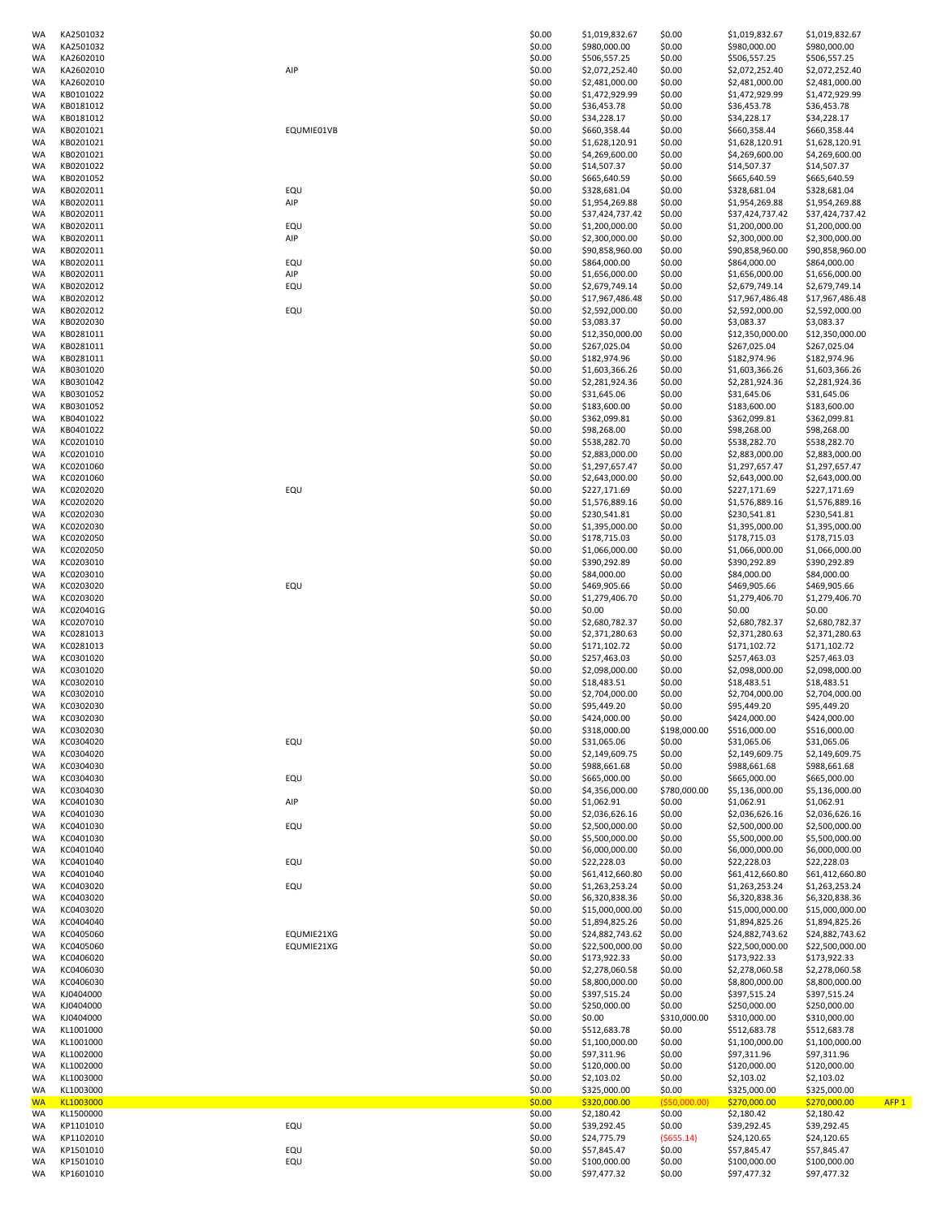| | | | | | | | | |
|---|---|---|---|---|---|---|---|---|
| WA | KA2501032 | | $0.00 | $1,019,832.67 | $0.00 | $1,019,832.67 | $1,019,832.67 | |
| WA | KA2501032 | | $0.00 | $980,000.00 | $0.00 | $980,000.00 | $980,000.00 | |
| WA | KA2602010 | | $0.00 | $506,557.25 | $0.00 | $506,557.25 | $506,557.25 | |
| WA | KA2602010 | AIP | $0.00 | $2,072,252.40 | $0.00 | $2,072,252.40 | $2,072,252.40 | |
| WA | KA2602010 | | $0.00 | $2,481,000.00 | $0.00 | $2,481,000.00 | $2,481,000.00 | |
| WA | KB0101022 | | $0.00 | $1,472,929.99 | $0.00 | $1,472,929.99 | $1,472,929.99 | |
| WA | KB0181012 | | $0.00 | $36,453.78 | $0.00 | $36,453.78 | $36,453.78 | |
| WA | KB0181012 | | $0.00 | $34,228.17 | $0.00 | $34,228.17 | $34,228.17 | |
| WA | KB0201021 | EQUMIE01VB | $0.00 | $660,358.44 | $0.00 | $660,358.44 | $660,358.44 | |
| WA | KB0201021 | | $0.00 | $1,628,120.91 | $0.00 | $1,628,120.91 | $1,628,120.91 | |
| WA | KB0201021 | | $0.00 | $4,269,600.00 | $0.00 | $4,269,600.00 | $4,269,600.00 | |
| WA | KB0201022 | | $0.00 | $14,507.37 | $0.00 | $14,507.37 | $14,507.37 | |
| WA | KB0201052 | | $0.00 | $665,640.59 | $0.00 | $665,640.59 | $665,640.59 | |
| WA | KB0202011 | EQU | $0.00 | $328,681.04 | $0.00 | $328,681.04 | $328,681.04 | |
| WA | KB0202011 | AIP | $0.00 | $1,954,269.88 | $0.00 | $1,954,269.88 | $1,954,269.88 | |
| WA | KB0202011 | | $0.00 | $37,424,737.42 | $0.00 | $37,424,737.42 | $37,424,737.42 | |
| WA | KB0202011 | EQU | $0.00 | $1,200,000.00 | $0.00 | $1,200,000.00 | $1,200,000.00 | |
| WA | KB0202011 | AIP | $0.00 | $2,300,000.00 | $0.00 | $2,300,000.00 | $2,300,000.00 | |
| WA | KB0202011 | | $0.00 | $90,858,960.00 | $0.00 | $90,858,960.00 | $90,858,960.00 | |
| WA | KB0202011 | EQU | $0.00 | $864,000.00 | $0.00 | $864,000.00 | $864,000.00 | |
| WA | KB0202011 | AIP | $0.00 | $1,656,000.00 | $0.00 | $1,656,000.00 | $1,656,000.00 | |
| WA | KB0202012 | EQU | $0.00 | $2,679,749.14 | $0.00 | $2,679,749.14 | $2,679,749.14 | |
| WA | KB0202012 | | $0.00 | $17,967,486.48 | $0.00 | $17,967,486.48 | $17,967,486.48 | |
| WA | KB0202012 | EQU | $0.00 | $2,592,000.00 | $0.00 | $2,592,000.00 | $2,592,000.00 | |
| WA | KB0202030 | | $0.00 | $3,083.37 | $0.00 | $3,083.37 | $3,083.37 | |
| WA | KB0281011 | | $0.00 | $12,350,000.00 | $0.00 | $12,350,000.00 | $12,350,000.00 | |
| WA | KB0281011 | | $0.00 | $267,025.04 | $0.00 | $267,025.04 | $267,025.04 | |
| WA | KB0281011 | | $0.00 | $182,974.96 | $0.00 | $182,974.96 | $182,974.96 | |
| WA | KB0301020 | | $0.00 | $1,603,366.26 | $0.00 | $1,603,366.26 | $1,603,366.26 | |
| WA | KB0301042 | | $0.00 | $2,281,924.36 | $0.00 | $2,281,924.36 | $2,281,924.36 | |
| WA | KB0301052 | | $0.00 | $31,645.06 | $0.00 | $31,645.06 | $31,645.06 | |
| WA | KB0301052 | | $0.00 | $183,600.00 | $0.00 | $183,600.00 | $183,600.00 | |
| WA | KB0401022 | | $0.00 | $362,099.81 | $0.00 | $362,099.81 | $362,099.81 | |
| WA | KB0401022 | | $0.00 | $98,268.00 | $0.00 | $98,268.00 | $98,268.00 | |
| WA | KC0201010 | | $0.00 | $538,282.70 | $0.00 | $538,282.70 | $538,282.70 | |
| WA | KC0201010 | | $0.00 | $2,883,000.00 | $0.00 | $2,883,000.00 | $2,883,000.00 | |
| WA | KC0201060 | | $0.00 | $1,297,657.47 | $0.00 | $1,297,657.47 | $1,297,657.47 | |
| WA | KC0201060 | | $0.00 | $2,643,000.00 | $0.00 | $2,643,000.00 | $2,643,000.00 | |
| WA | KC0202020 | EQU | $0.00 | $227,171.69 | $0.00 | $227,171.69 | $227,171.69 | |
| WA | KC0202020 | | $0.00 | $1,576,889.16 | $0.00 | $1,576,889.16 | $1,576,889.16 | |
| WA | KC0202030 | | $0.00 | $230,541.81 | $0.00 | $230,541.81 | $230,541.81 | |
| WA | KC0202030 | | $0.00 | $1,395,000.00 | $0.00 | $1,395,000.00 | $1,395,000.00 | |
| WA | KC0202050 | | $0.00 | $178,715.03 | $0.00 | $178,715.03 | $178,715.03 | |
| WA | KC0202050 | | $0.00 | $1,066,000.00 | $0.00 | $1,066,000.00 | $1,066,000.00 | |
| WA | KC0203010 | | $0.00 | $390,292.89 | $0.00 | $390,292.89 | $390,292.89 | |
| WA | KC0203010 | | $0.00 | $84,000.00 | $0.00 | $84,000.00 | $84,000.00 | |
| WA | KC0203020 | EQU | $0.00 | $469,905.66 | $0.00 | $469,905.66 | $469,905.66 | |
| WA | KC0203020 | | $0.00 | $1,279,406.70 | $0.00 | $1,279,406.70 | $1,279,406.70 | |
| WA | KC020401G | | $0.00 | $0.00 | $0.00 | $0.00 | $0.00 | |
| WA | KC0207010 | | $0.00 | $2,680,782.37 | $0.00 | $2,680,782.37 | $2,680,782.37 | |
| WA | KC0281013 | | $0.00 | $2,371,280.63 | $0.00 | $2,371,280.63 | $2,371,280.63 | |
| WA | KC0281013 | | $0.00 | $171,102.72 | $0.00 | $171,102.72 | $171,102.72 | |
| WA | KC0301020 | | $0.00 | $257,463.03 | $0.00 | $257,463.03 | $257,463.03 | |
| WA | KC0301020 | | $0.00 | $2,098,000.00 | $0.00 | $2,098,000.00 | $2,098,000.00 | |
| WA | KC0302010 | | $0.00 | $18,483.51 | $0.00 | $18,483.51 | $18,483.51 | |
| WA | KC0302010 | | $0.00 | $2,704,000.00 | $0.00 | $2,704,000.00 | $2,704,000.00 | |
| WA | KC0302030 | | $0.00 | $95,449.20 | $0.00 | $95,449.20 | $95,449.20 | |
| WA | KC0302030 | | $0.00 | $424,000.00 | $0.00 | $424,000.00 | $424,000.00 | |
| WA | KC0302030 | | $0.00 | $318,000.00 | $198,000.00 | $516,000.00 | $516,000.00 | |
| WA | KC0304020 | EQU | $0.00 | $31,065.06 | $0.00 | $31,065.06 | $31,065.06 | |
| WA | KC0304020 | | $0.00 | $2,149,609.75 | $0.00 | $2,149,609.75 | $2,149,609.75 | |
| WA | KC0304030 | | $0.00 | $988,661.68 | $0.00 | $988,661.68 | $988,661.68 | |
| WA | KC0304030 | EQU | $0.00 | $665,000.00 | $0.00 | $665,000.00 | $665,000.00 | |
| WA | KC0304030 | | $0.00 | $4,356,000.00 | $780,000.00 | $5,136,000.00 | $5,136,000.00 | |
| WA | KC0401030 | AIP | $0.00 | $1,062.91 | $0.00 | $1,062.91 | $1,062.91 | |
| WA | KC0401030 | | $0.00 | $2,036,626.16 | $0.00 | $2,036,626.16 | $2,036,626.16 | |
| WA | KC0401030 | EQU | $0.00 | $2,500,000.00 | $0.00 | $2,500,000.00 | $2,500,000.00 | |
| WA | KC0401030 | | $0.00 | $5,500,000.00 | $0.00 | $5,500,000.00 | $5,500,000.00 | |
| WA | KC0401040 | | $0.00 | $6,000,000.00 | $0.00 | $6,000,000.00 | $6,000,000.00 | |
| WA | KC0401040 | EQU | $0.00 | $22,228.03 | $0.00 | $22,228.03 | $22,228.03 | |
| WA | KC0401040 | | $0.00 | $61,412,660.80 | $0.00 | $61,412,660.80 | $61,412,660.80 | |
| WA | KC0403020 | EQU | $0.00 | $1,263,253.24 | $0.00 | $1,263,253.24 | $1,263,253.24 | |
| WA | KC0403020 | | $0.00 | $6,320,838.36 | $0.00 | $6,320,838.36 | $6,320,838.36 | |
| WA | KC0403020 | | $0.00 | $15,000,000.00 | $0.00 | $15,000,000.00 | $15,000,000.00 | |
| WA | KC0404040 | | $0.00 | $1,894,825.26 | $0.00 | $1,894,825.26 | $1,894,825.26 | |
| WA | KC0405060 | EQUMIE21XG | $0.00 | $24,882,743.62 | $0.00 | $24,882,743.62 | $24,882,743.62 | |
| WA | KC0405060 | EQUMIE21XG | $0.00 | $22,500,000.00 | $0.00 | $22,500,000.00 | $22,500,000.00 | |
| WA | KC0406020 | | $0.00 | $173,922.33 | $0.00 | $173,922.33 | $173,922.33 | |
| WA | KC0406030 | | $0.00 | $2,278,060.58 | $0.00 | $2,278,060.58 | $2,278,060.58 | |
| WA | KC0406030 | | $0.00 | $8,800,000.00 | $0.00 | $8,800,000.00 | $8,800,000.00 | |
| WA | KJ0404000 | | $0.00 | $397,515.24 | $0.00 | $397,515.24 | $397,515.24 | |
| WA | KJ0404000 | | $0.00 | $250,000.00 | $0.00 | $250,000.00 | $250,000.00 | |
| WA | KJ0404000 | | $0.00 | $0.00 | $310,000.00 | $310,000.00 | $310,000.00 | |
| WA | KL1001000 | | $0.00 | $512,683.78 | $0.00 | $512,683.78 | $512,683.78 | |
| WA | KL1001000 | | $0.00 | $1,100,000.00 | $0.00 | $1,100,000.00 | $1,100,000.00 | |
| WA | KL1002000 | | $0.00 | $97,311.96 | $0.00 | $97,311.96 | $97,311.96 | |
| WA | KL1002000 | | $0.00 | $120,000.00 | $0.00 | $120,000.00 | $120,000.00 | |
| WA | KL1003000 | | $0.00 | $2,103.02 | $0.00 | $2,103.02 | $2,103.02 | |
| WA | KL1003000 | | $0.00 | $325,000.00 | $0.00 | $325,000.00 | $325,000.00 | |
| WA | KL1003000 | | $0.00 | $320,000.00 | ($50,000.00) | $270,000.00 | $270,000.00 | AFP 1 |
| WA | KL1500000 | | $0.00 | $2,180.42 | $0.00 | $2,180.42 | $2,180.42 | |
| WA | KP1101010 | EQU | $0.00 | $39,292.45 | $0.00 | $39,292.45 | $39,292.45 | |
| WA | KP1102010 | | $0.00 | $24,775.79 | ($655.14) | $24,120.65 | $24,120.65 | |
| WA | KP1501010 | EQU | $0.00 | $57,845.47 | $0.00 | $57,845.47 | $57,845.47 | |
| WA | KP1501010 | EQU | $0.00 | $100,000.00 | $0.00 | $100,000.00 | $100,000.00 | |
| WA | KP1601010 | | $0.00 | $97,477.32 | $0.00 | $97,477.32 | $97,477.32 | |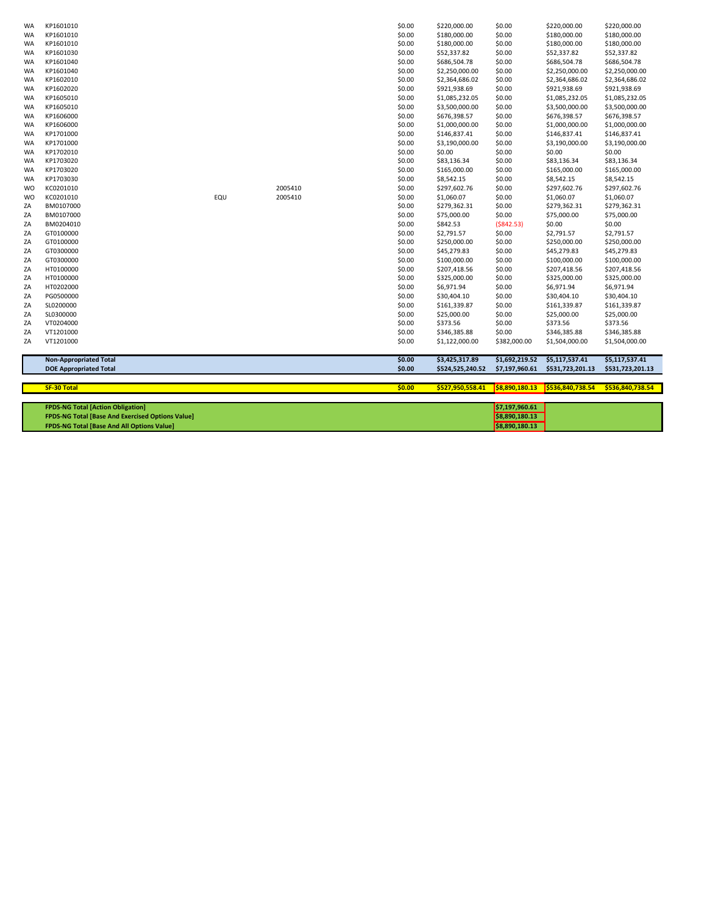| | | | | | | | | |
|---|---|---|---|---|---|---|---|---|
| WA | KP1601010 | | | $0.00 | $220,000.00 | $0.00 | $220,000.00 | $220,000.00 |
| WA | KP1601010 | | | $0.00 | $180,000.00 | $0.00 | $180,000.00 | $180,000.00 |
| WA | KP1601010 | | | $0.00 | $180,000.00 | $0.00 | $180,000.00 | $180,000.00 |
| WA | KP1601030 | | | $0.00 | $52,337.82 | $0.00 | $52,337.82 | $52,337.82 |
| WA | KP1601040 | | | $0.00 | $686,504.78 | $0.00 | $686,504.78 | $686,504.78 |
| WA | KP1601040 | | | $0.00 | $2,250,000.00 | $0.00 | $2,250,000.00 | $2,250,000.00 |
| WA | KP1602010 | | | $0.00 | $2,364,686.02 | $0.00 | $2,364,686.02 | $2,364,686.02 |
| WA | KP1602020 | | | $0.00 | $921,938.69 | $0.00 | $921,938.69 | $921,938.69 |
| WA | KP1605010 | | | $0.00 | $1,085,232.05 | $0.00 | $1,085,232.05 | $1,085,232.05 |
| WA | KP1605010 | | | $0.00 | $3,500,000.00 | $0.00 | $3,500,000.00 | $3,500,000.00 |
| WA | KP1606000 | | | $0.00 | $676,398.57 | $0.00 | $676,398.57 | $676,398.57 |
| WA | KP1606000 | | | $0.00 | $1,000,000.00 | $0.00 | $1,000,000.00 | $1,000,000.00 |
| WA | KP1701000 | | | $0.00 | $146,837.41 | $0.00 | $146,837.41 | $146,837.41 |
| WA | KP1701000 | | | $0.00 | $3,190,000.00 | $0.00 | $3,190,000.00 | $3,190,000.00 |
| WA | KP1702010 | | | $0.00 | $0.00 | $0.00 | $0.00 | $0.00 |
| WA | KP1703020 | | | $0.00 | $83,136.34 | $0.00 | $83,136.34 | $83,136.34 |
| WA | KP1703020 | | | $0.00 | $165,000.00 | $0.00 | $165,000.00 | $165,000.00 |
| WA | KP1703030 | | | $0.00 | $8,542.15 | $0.00 | $8,542.15 | $8,542.15 |
| WO | KC0201010 | | 2005410 | $0.00 | $297,602.76 | $0.00 | $297,602.76 | $297,602.76 |
| WO | KC0201010 | EQU | 2005410 | $0.00 | $1,060.07 | $0.00 | $1,060.07 | $1,060.07 |
| ZA | BM0107000 | | | $0.00 | $279,362.31 | $0.00 | $279,362.31 | $279,362.31 |
| ZA | BM0107000 | | | $0.00 | $75,000.00 | $0.00 | $75,000.00 | $75,000.00 |
| ZA | BM0204010 | | | $0.00 | $842.53 | ($842.53) | $0.00 | $0.00 |
| ZA | GT0100000 | | | $0.00 | $2,791.57 | $0.00 | $2,791.57 | $2,791.57 |
| ZA | GT0100000 | | | $0.00 | $250,000.00 | $0.00 | $250,000.00 | $250,000.00 |
| ZA | GT0300000 | | | $0.00 | $45,279.83 | $0.00 | $45,279.83 | $45,279.83 |
| ZA | GT0300000 | | | $0.00 | $100,000.00 | $0.00 | $100,000.00 | $100,000.00 |
| ZA | HT0100000 | | | $0.00 | $207,418.56 | $0.00 | $207,418.56 | $207,418.56 |
| ZA | HT0100000 | | | $0.00 | $325,000.00 | $0.00 | $325,000.00 | $325,000.00 |
| ZA | HT0202000 | | | $0.00 | $6,971.94 | $0.00 | $6,971.94 | $6,971.94 |
| ZA | PG0500000 | | | $0.00 | $30,404.10 | $0.00 | $30,404.10 | $30,404.10 |
| ZA | SL0200000 | | | $0.00 | $161,339.87 | $0.00 | $161,339.87 | $161,339.87 |
| ZA | SL0300000 | | | $0.00 | $25,000.00 | $0.00 | $25,000.00 | $25,000.00 |
| ZA | VT0204000 | | | $0.00 | $373.56 | $0.00 | $373.56 | $373.56 |
| ZA | VT1201000 | | | $0.00 | $346,385.88 | $0.00 | $346,385.88 | $346,385.88 |
| ZA | VT1201000 | | | $0.00 | $1,122,000.00 | $382,000.00 | $1,504,000.00 | $1,504,000.00 |
| | **Non-Appropriated Total** | | | **$0.00** | **$3,425,317.89** | **$1,692,219.52** | **$5,117,537.41** | **$5,117,537.41** |
| | **DOE Appropriated Total** | | | **$0.00** | **$524,525,240.52** | **$7,197,960.61** | **$531,723,201.13** | **$531,723,201.13** |
| | **SF-30 Total** | | | **$0.00** | **$527,950,558.41** | **$8,890,180.13** | **$536,840,738.54** | **$536,840,738.54** |
| | **FPDS-NG Total [Action Obligation]** | | | | | **$7,197,960.61** | | |
| | **FPDS-NG Total [Base And Exercised Options Value]** | | | | | **$8,890,180.13** | | |
| | **FPDS-NG Total [Base And All Options Value]** | | | | | **$8,890,180.13** | | |